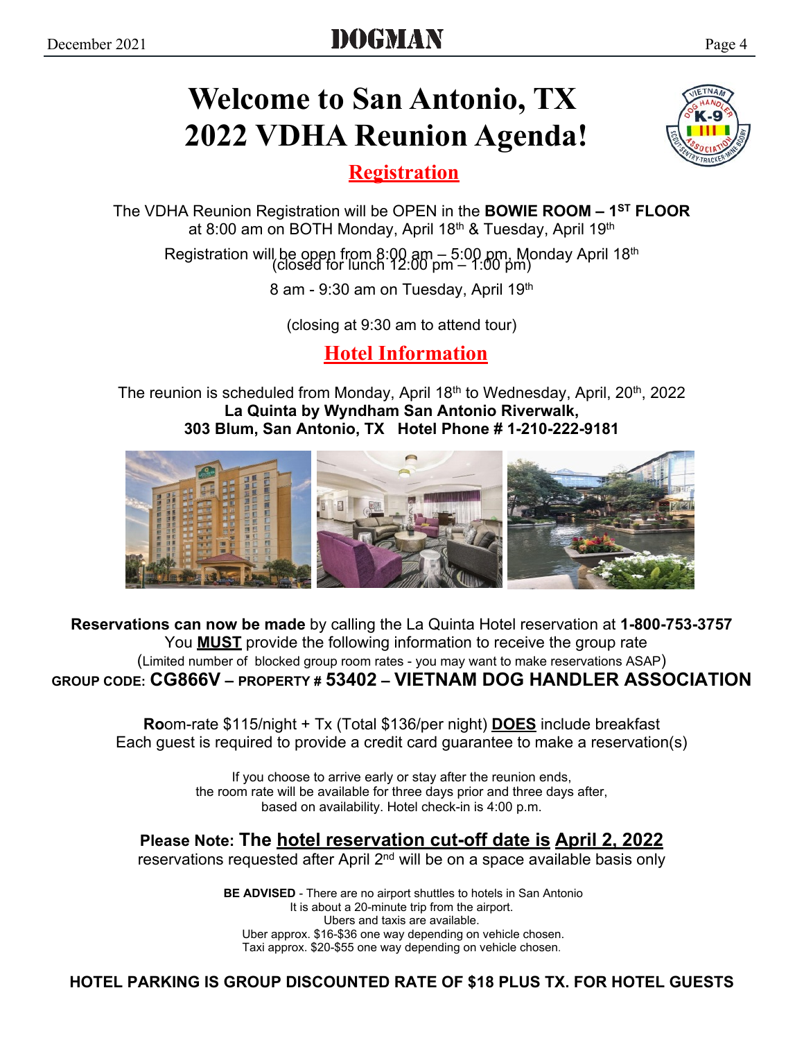# Welcome to San Antonio, TX
# 2022 VDHA Reunion Agenda!

## Registration

The VDHA Reunion Registration will be OPEN in the **BOWIE ROOM – 1ST FLOOR** at 8:00 am on BOTH Monday, April 18th & Tuesday, April 19th

Registration will be open from 8:00 am – 5:00 pm, Monday April 18th (closed for lunch 12:00 pm – 1:00 pm)

8 am - 9:30 am on Tuesday, April 19th

(closing at 9:30 am to attend tour)

## Hotel Information

The reunion is scheduled from Monday, April 18th to Wednesday, April, 20th, 2022
**La Quinta by Wyndham San Antonio Riverwalk,**
**303 Blum, San Antonio, TX Hotel Phone # 1-210-222-9181**

**Reservations can now be made** by calling the La Quinta Hotel reservation at **1-800-753-3757**
You **MUST** provide the following information to receive the group rate
(Limited number of blocked group room rates - you may want to make reservations ASAP)
**GROUP CODE: CG866V – PROPERTY # 53402 – VIETNAM DOG HANDLER ASSOCIATION**

**Ro**om-rate $115/night + Tx (Total $136/per night) **DOES** include breakfast
Each guest is required to provide a credit card guarantee to make a reservation(s)

If you choose to arrive early or stay after the reunion ends,
the room rate will be available for three days prior and three days after,
based on availability. Hotel check-in is 4:00 p.m.

**Please Note: The hotel reservation cut-off date is April 2, 2022**
reservations requested after April 2nd will be on a space available basis only

**BE ADVISED** - There are no airport shuttles to hotels in San Antonio
It is about a 20-minute trip from the airport.
Ubers and taxis are available.
Uber approx. $16-$36 one way depending on vehicle chosen.
Taxi approx. $20-$55 one way depending on vehicle chosen.

**HOTEL PARKING IS GROUP DISCOUNTED RATE OF $18 PLUS TX. FOR HOTEL GUESTS**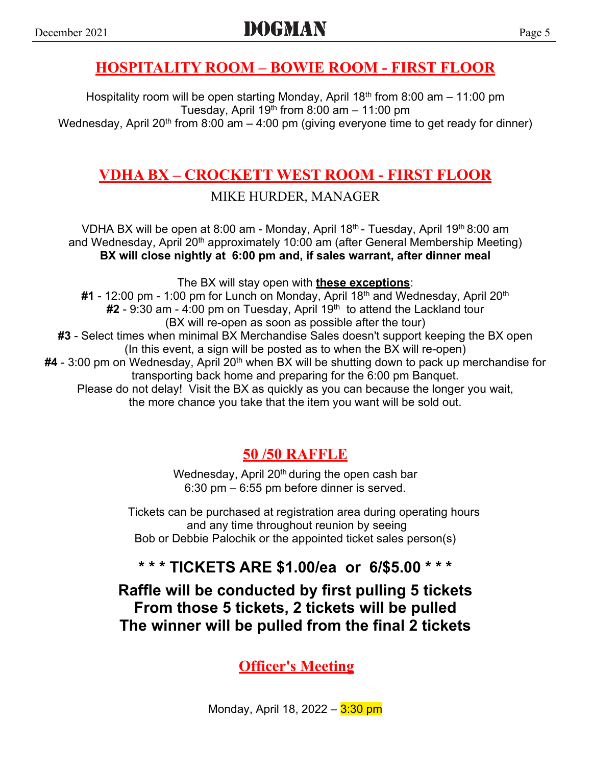## HOSPITALITY ROOM – BOWIE ROOM - FIRST FLOOR

Hospitality room will be open starting Monday, April 18th from 8:00 am – 11:00 pm
Tuesday, April 19th from 8:00 am – 11:00 pm
Wednesday, April 20th from 8:00 am – 4:00 pm (giving everyone time to get ready for dinner)

## VDHA BX – CROCKETT WEST ROOM - FIRST FLOOR

MIKE HURDER, MANAGER

VDHA BX will be open at 8:00 am - Monday, April 18th - Tuesday, April 19th 8:00 am and Wednesday, April 20th approximately 10:00 am (after General Membership Meeting)
**BX will close nightly at 6:00 pm and, if sales warrant, after dinner meal**

The BX will stay open with **these exceptions**:

**#1** - 12:00 pm - 1:00 pm for Lunch on Monday, April 18th and Wednesday, April 20th
**#2** - 9:30 am - 4:00 pm on Tuesday, April 19th to attend the Lackland tour (BX will re-open as soon as possible after the tour)
**#3** - Select times when minimal BX Merchandise Sales doesn't support keeping the BX open (In this event, a sign will be posted as to when the BX will re-open)
**#4** - 3:00 pm on Wednesday, April 20th when BX will be shutting down to pack up merchandise for transporting back home and preparing for the 6:00 pm Banquet.

Please do not delay! Visit the BX as quickly as you can because the longer you wait, the more chance you take that the item you want will be sold out.

## 50 /50 RAFFLE

Wednesday, April 20th during the open cash bar
6:30 pm – 6:55 pm before dinner is served.

Tickets can be purchased at registration area during operating hours and any time throughout reunion by seeing Bob or Debbie Palochik or the appointed ticket sales person(s)

**\* \* \* TICKETS ARE $1.00/ea or 6/$5.00 \* \* \***

**Raffle will be conducted by first pulling 5 tickets**
**From those 5 tickets, 2 tickets will be pulled**
**The winner will be pulled from the final 2 tickets**

## Officer's Meeting

Monday, April 18, 2022 – 3:30 pm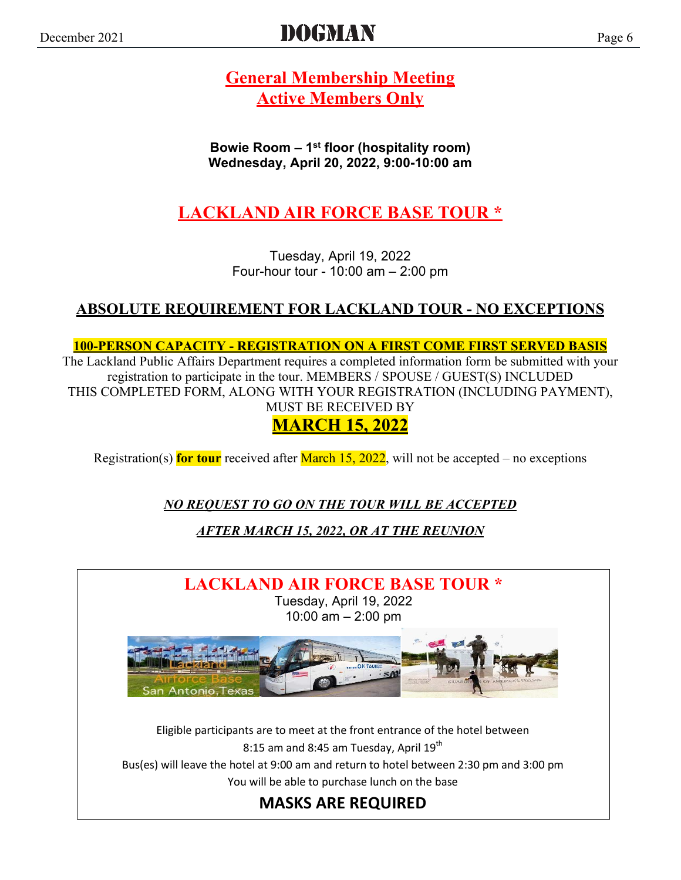## General Membership Meeting
## Active Members Only

**Bowie Room – 1st floor (hospitality room)**
**Wednesday, April 20, 2022, 9:00-10:00 am**

## LACKLAND AIR FORCE BASE TOUR *

Tuesday, April 19, 2022
Four-hour tour - 10:00 am – 2:00 pm

### ABSOLUTE REQUIREMENT FOR LACKLAND TOUR - NO EXCEPTIONS

**100-PERSON CAPACITY - REGISTRATION ON A FIRST COME FIRST SERVED BASIS**

The Lackland Public Affairs Department requires a completed information form be submitted with your registration to participate in the tour. MEMBERS / SPOUSE / GUEST(S) INCLUDED

THIS COMPLETED FORM, ALONG WITH YOUR REGISTRATION (INCLUDING PAYMENT), MUST BE RECEIVED BY

**MARCH 15, 2022**

Registration(s) **for tour** received after March 15, 2022, will not be accepted – no exceptions

***NO REQUEST TO GO ON THE TOUR WILL BE ACCEPTED***

***AFTER MARCH 15, 2022, OR AT THE REUNION***

---

## LACKLAND AIR FORCE BASE TOUR *

Tuesday, April 19, 2022
10:00 am – 2:00 pm

Eligible participants are to meet at the front entrance of the hotel between 8:15 am and 8:45 am Tuesday, April 19th

Bus(es) will leave the hotel at 9:00 am and return to hotel between 2:30 pm and 3:00 pm

You will be able to purchase lunch on the base

**MASKS ARE REQUIRED**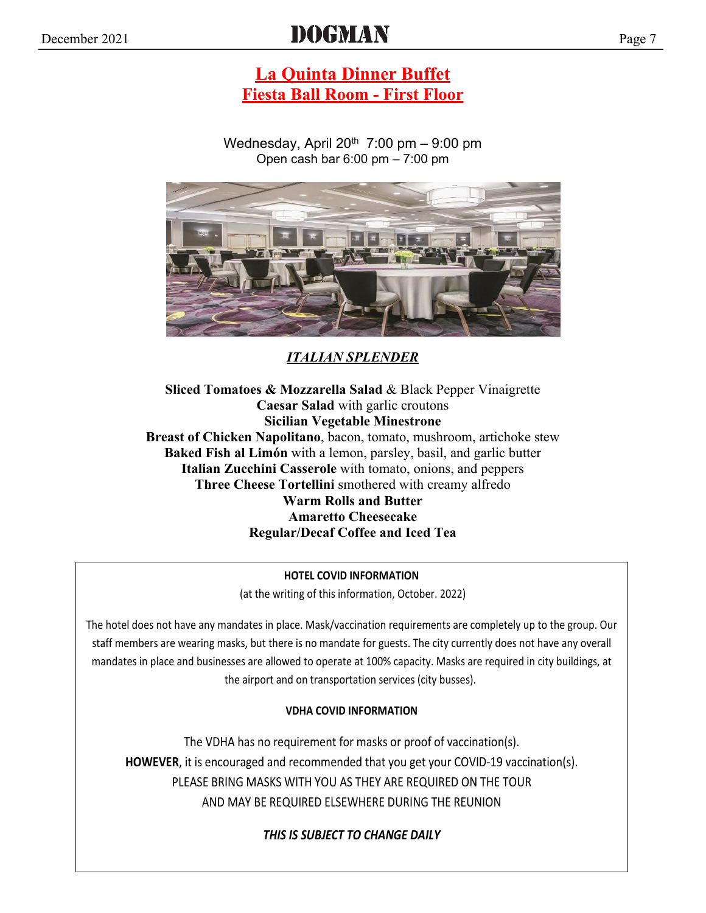# La Quinta Dinner Buffet
## Fiesta Ball Room - First Floor

Wednesday, April 20th 7:00 pm – 9:00 pm
Open cash bar 6:00 pm – 7:00 pm

***ITALIAN SPLENDER***

**Sliced Tomatoes & Mozzarella Salad** & Black Pepper Vinaigrette
**Caesar Salad** with garlic croutons
**Sicilian Vegetable Minestrone**
**Breast of Chicken Napolitano**, bacon, tomato, mushroom, artichoke stew
**Baked Fish al Limón** with a lemon, parsley, basil, and garlic butter
**Italian Zucchini Casserole** with tomato, onions, and peppers
**Three Cheese Tortellini** smothered with creamy alfredo
**Warm Rolls and Butter**
**Amaretto Cheesecake**
**Regular/Decaf Coffee and Iced Tea**

**HOTEL COVID INFORMATION**

(at the writing of this information, October. 2022)

The hotel does not have any mandates in place. Mask/vaccination requirements are completely up to the group. Our staff members are wearing masks, but there is no mandate for guests. The city currently does not have any overall mandates in place and businesses are allowed to operate at 100% capacity. Masks are required in city buildings, at the airport and on transportation services (city busses).

**VDHA COVID INFORMATION**

The VDHA has no requirement for masks or proof of vaccination(s).
**HOWEVER**, it is encouraged and recommended that you get your COVID-19 vaccination(s).
PLEASE BRING MASKS WITH YOU AS THEY ARE REQUIRED ON THE TOUR
AND MAY BE REQUIRED ELSEWHERE DURING THE REUNION

***THIS IS SUBJECT TO CHANGE DAILY***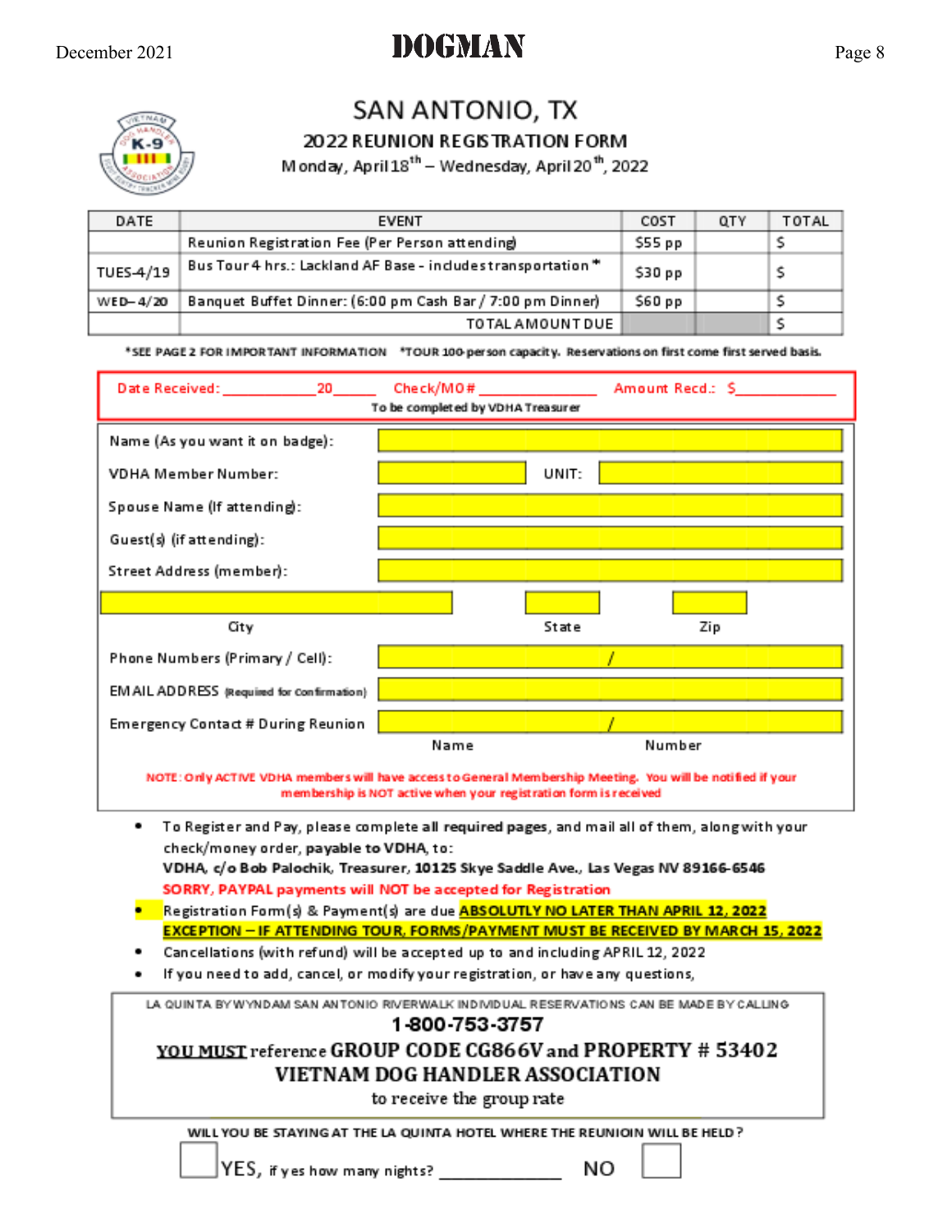# SAN ANTONIO, TX

## 2022 REUNION REGISTRATION FORM

Monday, April 18th – Wednesday, April 20th, 2022

| DATE | EVENT | COST | QTY | TOTAL |
|---|---|---|---|---|
| | Reunion Registration Fee (Per Person attending) | $55 pp | | $ |
| TUES-4/19 | Bus Tour 4 hrs.: Lackland AF Base - includes transportation * | $30 pp | | $ |
| WED– 4/20 | Banquet Buffet Dinner: (6:00 pm Cash Bar / 7:00 pm Dinner) | $60 pp | | $ |
| | TOTAL AMOUNT DUE | | | $ |

*SEE PAGE 2 FOR IMPORTANT INFORMATION *TOUR 100-person capacity. Reservations on first come first served basis.

Date Received: ____________20_____ Check/MO # ______________ Amount Recd.: $____________

To be completed by VDHA Treasurer

Name (As you want it on badge): ____________________

VDHA Member Number: __________ UNIT: __________

Spouse Name (If attending): ____________________

Guest(s) (if attending): ____________________

Street Address (member): ____________________

City __________ State ______ Zip ______

Phone Numbers (Primary / Cell): __________ / __________

EMAIL ADDRESS (Required for Confirmation) ____________________

Emergency Contact # During Reunion __________ / __________
Name Number

NOTE: Only ACTIVE VDHA members will have access to General Membership Meeting. You will be notified if your membership is NOT active when your registration form is received

- To Register and Pay, please complete all required pages, and mail all of them, along with your check/money order, payable to VDHA, to:
  **VDHA, c/o Bob Palochik, Treasurer, 10125 Skye Saddle Ave., Las Vegas NV 89166-6546**
  SORRY, PAYPAL payments will NOT be accepted for Registration
- Registration Form(s) & Payment(s) are due **ABSOLUTLY NO LATER THAN APRIL 12, 2022**
  **EXCEPTION – IF ATTENDING TOUR, FORMS/PAYMENT MUST BE RECEIVED BY MARCH 15, 2022**
- Cancellations (with refund) will be accepted up to and including APRIL 12, 2022
- If you need to add, cancel, or modify your registration, or have any questions,

LA QUINTA BY WYNDAM SAN ANTONIO RIVERWALK INDIVIDUAL RESERVATIONS CAN BE MADE BY CALLING

**1-800-753-3757**

**YOU MUST** reference **GROUP CODE CG866V and PROPERTY # 53402**

**VIETNAM DOG HANDLER ASSOCIATION**

to receive the group rate

WILL YOU BE STAYING AT THE LA QUINTA HOTEL WHERE THE REUNIOIN WILL BE HELD?

☐ YES, if yes how many nights? ____________ NO ☐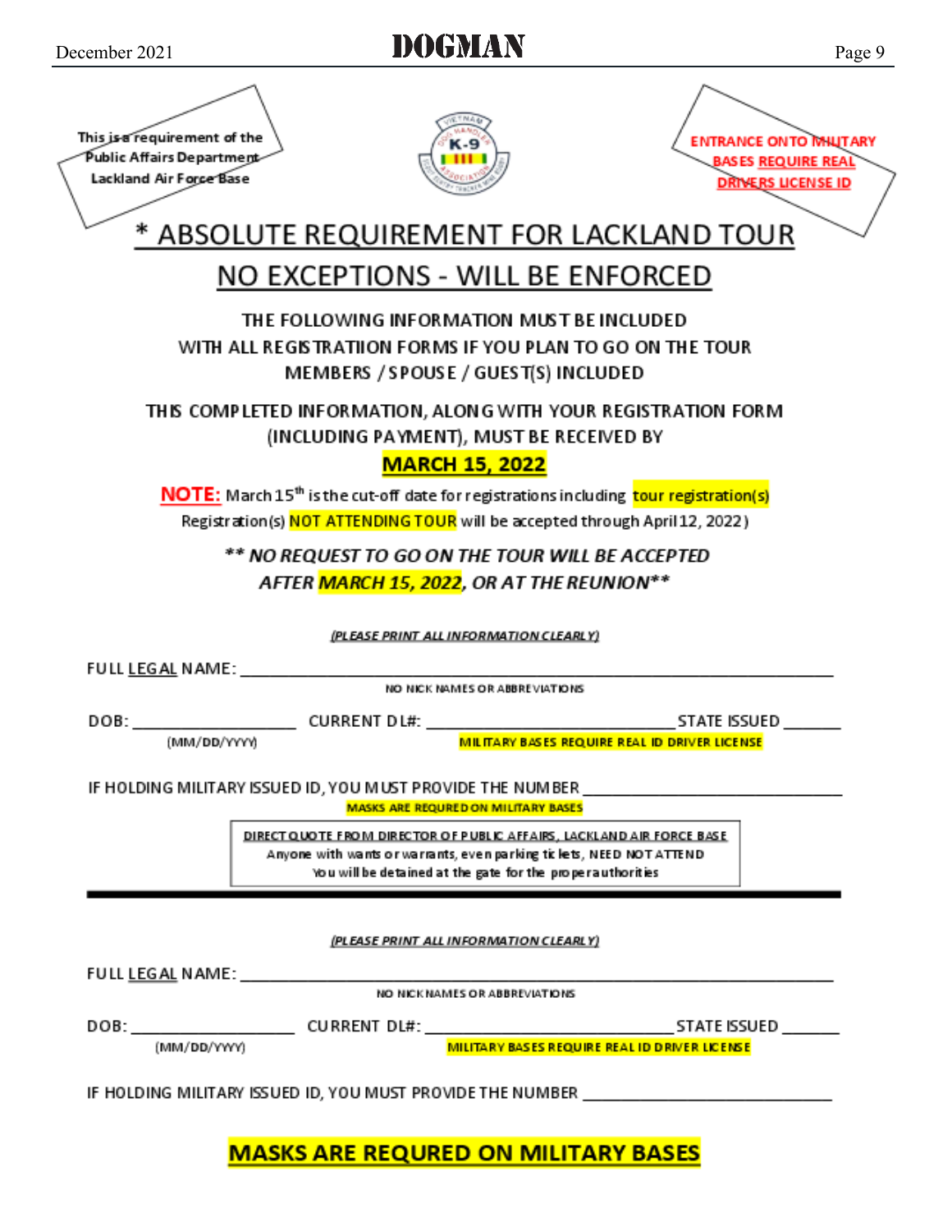This is a requirement of the Public Affairs Department Lackland Air Force Base

ENTRANCE ONTO MILITARY BASES REQUIRE REAL DRIVERS LICENSE ID

# * ABSOLUTE REQUIREMENT FOR LACKLAND TOUR

# NO EXCEPTIONS - WILL BE ENFORCED

THE FOLLOWING INFORMATION MUST BE INCLUDED
WITH ALL REGISTRATIION FORMS IF YOU PLAN TO GO ON THE TOUR
MEMBERS / SPOUSE / GUEST(S) INCLUDED

THIS COMPLETED INFORMATION, ALONG WITH YOUR REGISTRATION FORM (INCLUDING PAYMENT), MUST BE RECEIVED BY

**MARCH 15, 2022**

**NOTE:** March 15th is the cut-off date for registrations including tour registration(s)
Registration(s) NOT ATTENDING TOUR will be accepted through April 12, 2022)

***\*\* NO REQUEST TO GO ON THE TOUR WILL BE ACCEPTED AFTER MARCH 15, 2022, OR AT THE REUNION\*\****

*(PLEASE PRINT ALL INFORMATION CLEARLY)*

FULL LEGAL NAME: ______________________________________________
NO NICK NAMES OR ABBREVIATIONS

DOB: ________________ (MM/DD/YYYY) CURRENT DL#: ______________________ STATE ISSUED ______
MILITARY BASES REQUIRE REAL ID DRIVER LICENSE

IF HOLDING MILITARY ISSUED ID, YOU MUST PROVIDE THE NUMBER ______________________
MASKS ARE REQURED ON MILITARY BASES

DIRECT QUOTE FROM DIRECTOR OF PUBLIC AFFAIRS, LACKLAND AIR FORCE BASE
Anyone with wants or warrants, even parking tickets, NEED NOT ATTEND
You will be detained at the gate for the proper authorities

---

*(PLEASE PRINT ALL INFORMATION CLEARLY)*

FULL LEGAL NAME: ______________________________________________
NO NICK NAMES OR ABBREVIATIONS

DOB: ________________ (MM/DD/YYYY) CURRENT DL#: ______________________ STATE ISSUED ______
MILITARY BASES REQUIRE REAL ID DRIVER LICENSE

IF HOLDING MILITARY ISSUED ID, YOU MUST PROVIDE THE NUMBER ______________________

**MASKS ARE REQURED ON MILITARY BASES**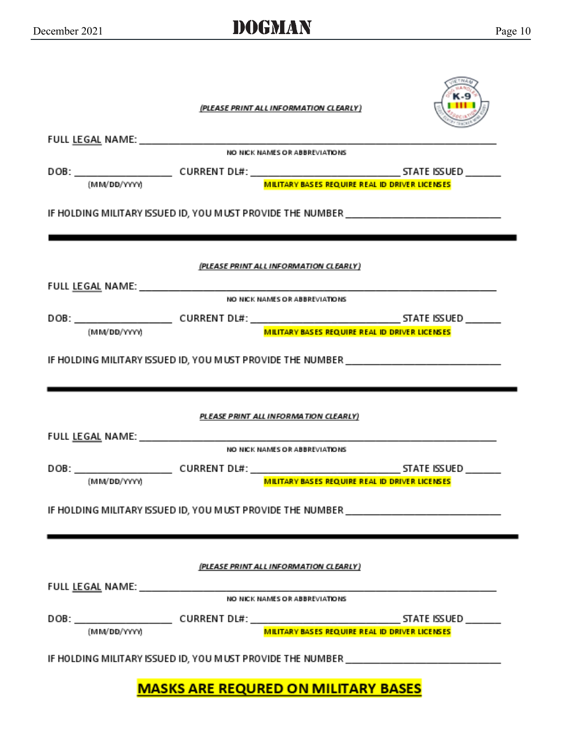*(PLEASE PRINT ALL INFORMATION CLEARLY)*

FULL LEGAL NAME: ______________________________________________________________

NO NICK NAMES OR ABBREVIATIONS

DOB: ________________ CURRENT DL#: __________________________ STATE ISSUED ______

(MM/DD/YYYY) **MILITARY BASES REQUIRE REAL ID DRIVER LICENSES**

IF HOLDING MILITARY ISSUED ID, YOU MUST PROVIDE THE NUMBER ___________________________

---

*(PLEASE PRINT ALL INFORMATION CLEARLY)*

FULL LEGAL NAME: ______________________________________________________________

NO NICK NAMES OR ABBREVIATIONS

DOB: ________________ CURRENT DL#: __________________________ STATE ISSUED ______

(MM/DD/YYYY) **MILITARY BASES REQUIRE REAL ID DRIVER LICENSES**

IF HOLDING MILITARY ISSUED ID, YOU MUST PROVIDE THE NUMBER ___________________________

---

*PLEASE PRINT ALL INFORMATION CLEARLY)*

FULL LEGAL NAME: ______________________________________________________________

NO NICK NAMES OR ABBREVIATIONS

DOB: ________________ CURRENT DL#: __________________________ STATE ISSUED ______

(MM/DD/YYYY) **MILITARY BASES REQUIRE REAL ID DRIVER LICENSES**

IF HOLDING MILITARY ISSUED ID, YOU MUST PROVIDE THE NUMBER ___________________________

---

*(PLEASE PRINT ALL INFORMATION CLEARLY)*

FULL LEGAL NAME: ______________________________________________________________

NO NICK NAMES OR ABBREVIATIONS

DOB: ________________ CURRENT DL#: __________________________ STATE ISSUED ______

(MM/DD/YYYY) **MILITARY BASES REQUIRE REAL ID DRIVER LICENSES**

IF HOLDING MILITARY ISSUED ID, YOU MUST PROVIDE THE NUMBER ___________________________

**MASKS ARE REQURED ON MILITARY BASES**